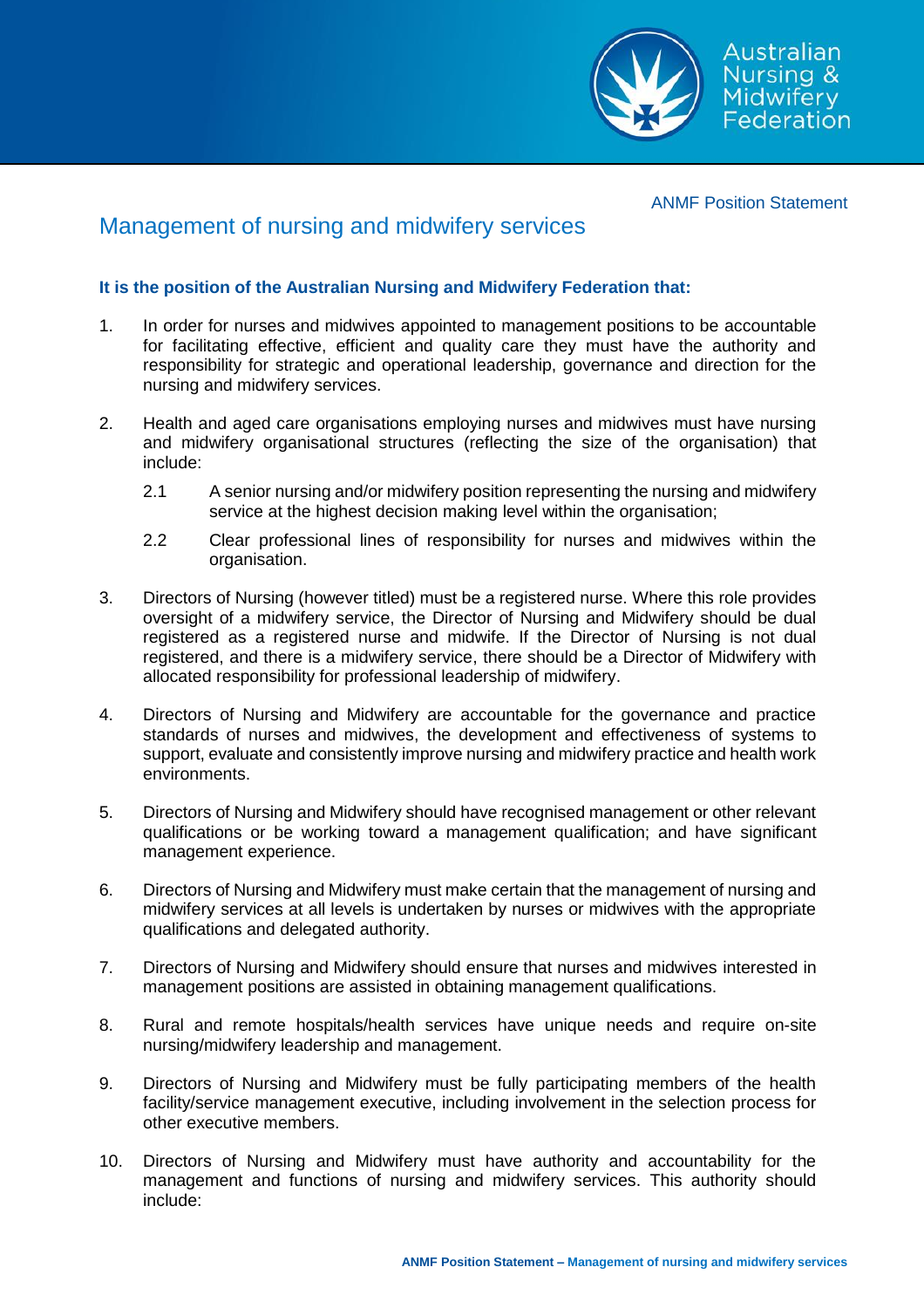ANMF Position Statement

# Management of nursing and midwifery services

**It is the position of the Australian Nursing and Midwifery Federation that:**

1. In order for nurses and midwives appointed to management positions to be accountable for facilitating effective, efficient and quality care they must have the authority and responsibility for strategic and operational leadership, governance and direction for the nursing and midwifery services.

2. Health and aged care organisations employing nurses and midwives must have nursing and midwifery organisational structures (reflecting the size of the organisation) that include:

   2.1 A senior nursing and/or midwifery position representing the nursing and midwifery service at the highest decision making level within the organisation;

   2.2 Clear professional lines of responsibility for nurses and midwives within the organisation.

3. Directors of Nursing (however titled) must be a registered nurse. Where this role provides oversight of a midwifery service, the Director of Nursing and Midwifery should be dual registered as a registered nurse and midwife. If the Director of Nursing is not dual registered, and there is a midwifery service, there should be a Director of Midwifery with allocated responsibility for professional leadership of midwifery.

4. Directors of Nursing and Midwifery are accountable for the governance and practice standards of nurses and midwives, the development and effectiveness of systems to support, evaluate and consistently improve nursing and midwifery practice and health work environments.

5. Directors of Nursing and Midwifery should have recognised management or other relevant qualifications or be working toward a management qualification; and have significant management experience.

6. Directors of Nursing and Midwifery must make certain that the management of nursing and midwifery services at all levels is undertaken by nurses or midwives with the appropriate qualifications and delegated authority.

7. Directors of Nursing and Midwifery should ensure that nurses and midwives interested in management positions are assisted in obtaining management qualifications.

8. Rural and remote hospitals/health services have unique needs and require on-site nursing/midwifery leadership and management.

9. Directors of Nursing and Midwifery must be fully participating members of the health facility/service management executive, including involvement in the selection process for other executive members.

10. Directors of Nursing and Midwifery must have authority and accountability for the management and functions of nursing and midwifery services. This authority should include: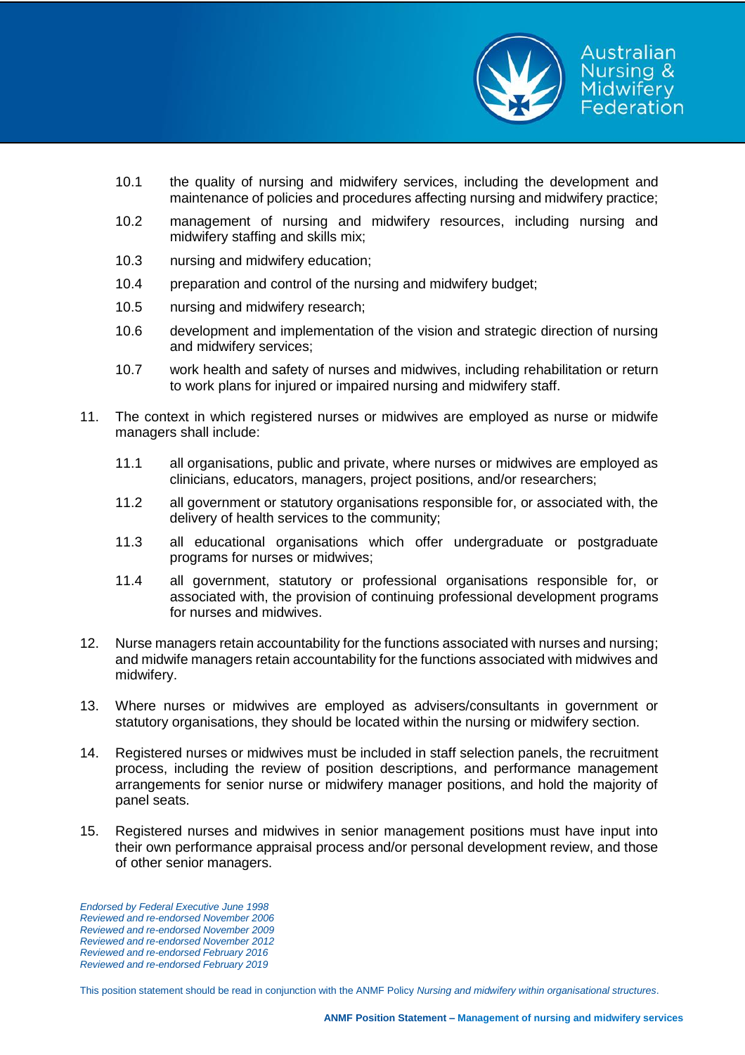10.1 the quality of nursing and midwifery services, including the development and maintenance of policies and procedures affecting nursing and midwifery practice;

10.2 management of nursing and midwifery resources, including nursing and midwifery staffing and skills mix;

10.3 nursing and midwifery education;

10.4 preparation and control of the nursing and midwifery budget;

10.5 nursing and midwifery research;

10.6 development and implementation of the vision and strategic direction of nursing and midwifery services;

10.7 work health and safety of nurses and midwives, including rehabilitation or return to work plans for injured or impaired nursing and midwifery staff.

11. The context in which registered nurses or midwives are employed as nurse or midwife managers shall include:

11.1 all organisations, public and private, where nurses or midwives are employed as clinicians, educators, managers, project positions, and/or researchers;

11.2 all government or statutory organisations responsible for, or associated with, the delivery of health services to the community;

11.3 all educational organisations which offer undergraduate or postgraduate programs for nurses or midwives;

11.4 all government, statutory or professional organisations responsible for, or associated with, the provision of continuing professional development programs for nurses and midwives.

12. Nurse managers retain accountability for the functions associated with nurses and nursing; and midwife managers retain accountability for the functions associated with midwives and midwifery.

13. Where nurses or midwives are employed as advisers/consultants in government or statutory organisations, they should be located within the nursing or midwifery section.

14. Registered nurses or midwives must be included in staff selection panels, the recruitment process, including the review of position descriptions, and performance management arrangements for senior nurse or midwifery manager positions, and hold the majority of panel seats.

15. Registered nurses and midwives in senior management positions must have input into their own performance appraisal process and/or personal development review, and those of other senior managers.

*Endorsed by Federal Executive June 1998*
*Reviewed and re-endorsed November 2006*
*Reviewed and re-endorsed November 2009*
*Reviewed and re-endorsed November 2012*
*Reviewed and re-endorsed February 2016*
*Reviewed and re-endorsed February 2019*

This position statement should be read in conjunction with the ANMF Policy *Nursing and midwifery within organisational structures*.